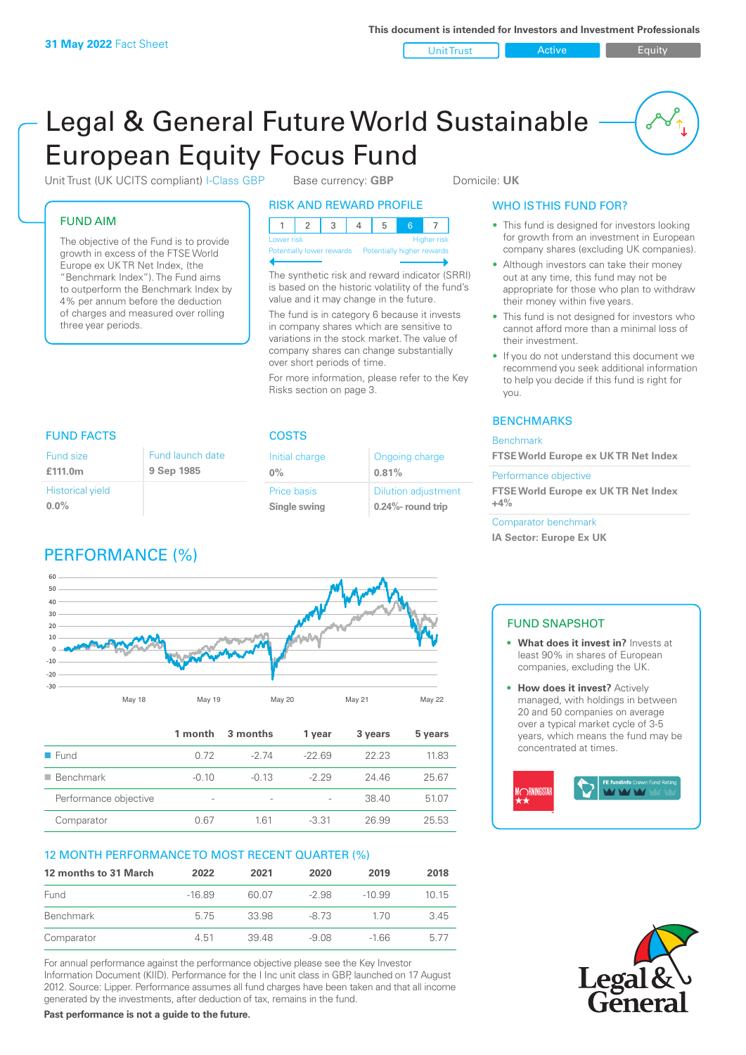**31 May 2022** Fact Sheet

This document is intended for Investors and Investment Professionals

Unit Trust | Active | Equity

# Legal & General Future World Sustainable European Equity Focus Fund

Unit Trust (UK UCITS compliant) I-Class GBP    Base currency: **GBP**    Domicile: **UK**

## FUND AIM

The objective of the Fund is to provide growth in excess of the FTSE World Europe ex UK TR Net Index, (the "Benchmark Index"). The Fund aims to outperform the Benchmark Index by 4% per annum before the deduction of charges and measured over rolling three year periods.

## RISK AND REWARD PROFILE

| 1 | 2 | 3 | 4 | 5 | 6 | 7 |
|---|---|---|---|---|---|---|

Lower risk — Potentially lower rewards | Higher risk — Potentially higher rewards

The synthetic risk and reward indicator (SRRI) is based on the historic volatility of the fund's value and it may change in the future.

The fund is in category 6 because it invests in company shares which are sensitive to variations in the stock market. The value of company shares can change substantially over short periods of time.

For more information, please refer to the Key Risks section on page 3.

## WHO IS THIS FUND FOR?

- This fund is designed for investors looking for growth from an investment in European company shares (excluding UK companies).
- Although investors can take their money out at any time, this fund may not be appropriate for those who plan to withdraw their money within five years.
- This fund is not designed for investors who cannot afford more than a minimal loss of their investment.
- If you do not understand this document we recommend you seek additional information to help you decide if this fund is right for you.

## FUND FACTS

| Fund size | Fund launch date |
|---|---|
| **£111.0m** | **9 Sep 1985** |
| Historical yield | |
| **0.0%** | |

## COSTS

| Initial charge | Ongoing charge |
|---|---|
| **0%** | **0.81%** |
| Price basis | Dilution adjustment |
| **Single swing** | **0.24%- round trip** |

## BENCHMARKS

Benchmark
**FTSE World Europe ex UK TR Net Index**

Performance objective
**FTSE World Europe ex UK TR Net Index +4%**

Comparator benchmark
**IA Sector: Europe Ex UK**

## PERFORMANCE (%)

| | 1 month | 3 months | 1 year | 3 years | 5 years |
|---|---|---|---|---|---|
| Fund | 0.72 | -2.74 | -22.69 | 22.23 | 11.83 |
| Benchmark | -0.10 | -0.13 | -2.29 | 24.46 | 25.67 |
| Performance objective | - | - | - | 38.40 | 51.07 |
| Comparator | 0.67 | 1.61 | -3.31 | 26.99 | 25.53 |

## 12 MONTH PERFORMANCE TO MOST RECENT QUARTER (%)

| 12 months to 31 March | 2022 | 2021 | 2020 | 2019 | 2018 |
|---|---|---|---|---|---|
| Fund | -16.89 | 60.07 | -2.98 | -10.99 | 10.15 |
| Benchmark | 5.75 | 33.98 | -8.73 | 1.70 | 3.45 |
| Comparator | 4.51 | 39.48 | -9.08 | -1.66 | 5.77 |

For annual performance against the performance objective please see the Key Investor Information Document (KIID). Performance for the I Inc unit class in GBP, launched on 17 August 2012. Source: Lipper. Performance assumes all fund charges have been taken and that all income generated by the investments, after deduction of tax, remains in the fund.

**Past performance is not a guide to the future.**

## FUND SNAPSHOT

- **What does it invest in?** Invests at least 90% in shares of European companies, excluding the UK.
- **How does it invest?** Actively managed, with holdings in between 20 and 50 companies on average over a typical market cycle of 3-5 years, which means the fund may be concentrated at times.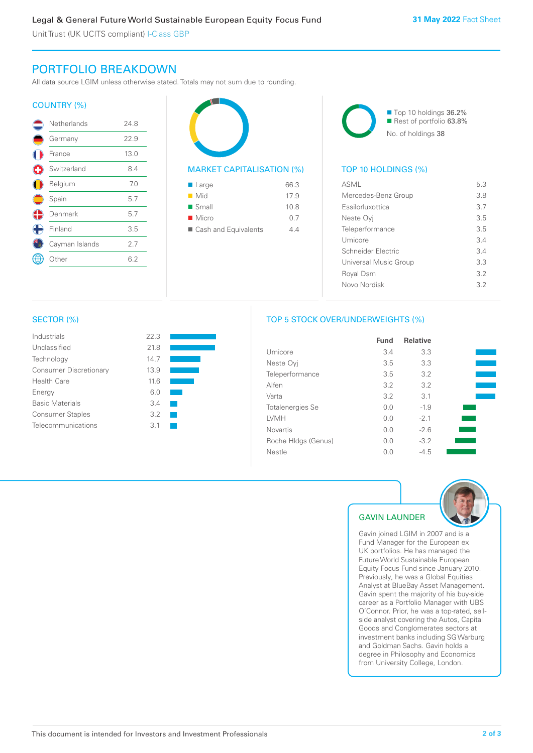## PORTFOLIO BREAKDOWN

All data source LGIM unless otherwise stated. Totals may not sum due to rounding.

### COUNTRY (%)

| Country | % |
|---|---|
| Netherlands | 24.8 |
| Germany | 22.9 |
| France | 13.0 |
| Switzerland | 8.4 |
| Belgium | 7.0 |
| Spain | 5.7 |
| Denmark | 5.7 |
| Finland | 3.5 |
| Cayman Islands | 2.7 |
| Other | 6.2 |

### MARKET CAPITALISATION (%)

| Market Cap | % |
|---|---|
| Large | 66.3 |
| Mid | 17.9 |
| Small | 10.8 |
| Micro | 0.7 |
| Cash and Equivalents | 4.4 |

Top 10 holdings 36.2%
Rest of portfolio 63.8%
No. of holdings 38

### TOP 10 HOLDINGS (%)

| Holding | % |
|---|---|
| ASML | 5.3 |
| Mercedes-Benz Group | 3.8 |
| Essilorluxottica | 3.7 |
| Neste Oyj | 3.5 |
| Teleperformance | 3.5 |
| Umicore | 3.4 |
| Schneider Electric | 3.4 |
| Universal Music Group | 3.3 |
| Royal Dsm | 3.2 |
| Novo Nordisk | 3.2 |

### SECTOR (%)

| Sector | % |
|---|---|
| Industrials | 22.3 |
| Unclassified | 21.8 |
| Technology | 14.7 |
| Consumer Discretionary | 13.9 |
| Health Care | 11.6 |
| Energy | 6.0 |
| Basic Materials | 3.4 |
| Consumer Staples | 3.2 |
| Telecommunications | 3.1 |

### TOP 5 STOCK OVER/UNDERWEIGHTS (%)

| | Fund | Relative |
|---|---|---|
| Umicore | 3.4 | 3.3 |
| Neste Oyj | 3.5 | 3.3 |
| Teleperformance | 3.5 | 3.2 |
| Alfen | 3.2 | 3.2 |
| Varta | 3.2 | 3.1 |
| Totalenergies Se | 0.0 | -1.9 |
| LVMH | 0.0 | -2.1 |
| Novartis | 0.0 | -2.6 |
| Roche Hldgs (Genus) | 0.0 | -3.2 |
| Nestle | 0.0 | -4.5 |

### GAVIN LAUNDER

Gavin joined LGIM in 2007 and is a Fund Manager for the European ex UK portfolios. He has managed the Future World Sustainable European Equity Focus Fund since January 2010. Previously, he was a Global Equities Analyst at BlueBay Asset Management. Gavin spent the majority of his buy-side career as a Portfolio Manager with UBS O'Connor. Prior, he was a top-rated, sell-side analyst covering the Autos, Capital Goods and Conglomerates sectors at investment banks including SG Warburg and Goldman Sachs. Gavin holds a degree in Philosophy and Economics from University College, London.

This document is intended for Investors and Investment Professionals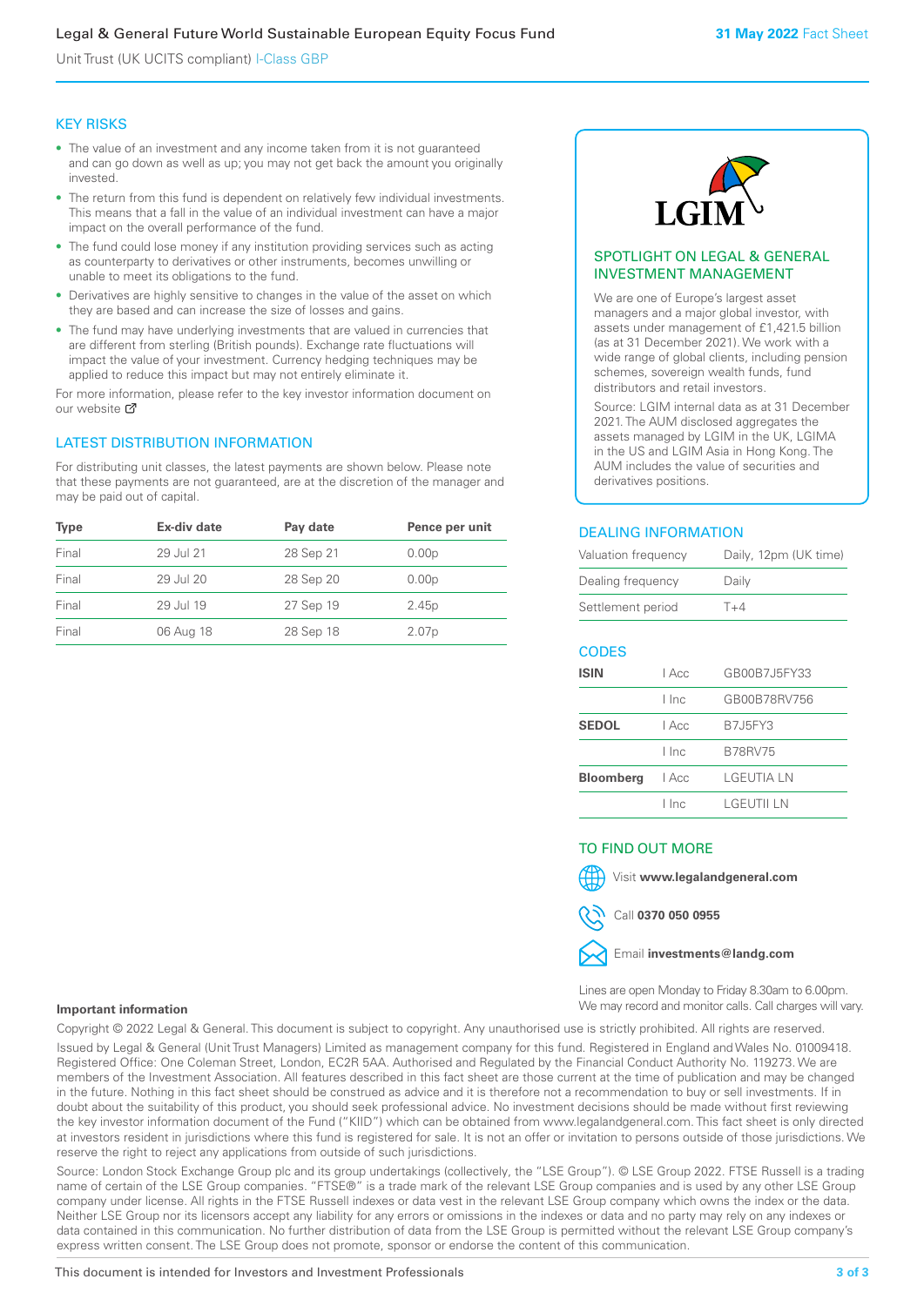## KEY RISKS

- The value of an investment and any income taken from it is not guaranteed and can go down as well as up; you may not get back the amount you originally invested.
- The return from this fund is dependent on relatively few individual investments. This means that a fall in the value of an individual investment can have a major impact on the overall performance of the fund.
- The fund could lose money if any institution providing services such as acting as counterparty to derivatives or other instruments, becomes unwilling or unable to meet its obligations to the fund.
- Derivatives are highly sensitive to changes in the value of the asset on which they are based and can increase the size of losses and gains.
- The fund may have underlying investments that are valued in currencies that are different from sterling (British pounds). Exchange rate fluctuations will impact the value of your investment. Currency hedging techniques may be applied to reduce this impact but may not entirely eliminate it.

For more information, please refer to the key investor information document on our website

## LATEST DISTRIBUTION INFORMATION

For distributing unit classes, the latest payments are shown below. Please note that these payments are not guaranteed, are at the discretion of the manager and may be paid out of capital.

| Type | Ex-div date | Pay date | Pence per unit |
|---|---|---|---|
| Final | 29 Jul 21 | 28 Sep 21 | 0.00p |
| Final | 29 Jul 20 | 28 Sep 20 | 0.00p |
| Final | 29 Jul 19 | 27 Sep 19 | 2.45p |
| Final | 06 Aug 18 | 28 Sep 18 | 2.07p |

## SPOTLIGHT ON LEGAL & GENERAL INVESTMENT MANAGEMENT

We are one of Europe's largest asset managers and a major global investor, with assets under management of £1,421.5 billion (as at 31 December 2021). We work with a wide range of global clients, including pension schemes, sovereign wealth funds, fund distributors and retail investors.

Source: LGIM internal data as at 31 December 2021. The AUM disclosed aggregates the assets managed by LGIM in the UK, LGIMA in the US and LGIM Asia in Hong Kong. The AUM includes the value of securities and derivatives positions.

## DEALING INFORMATION

| | |
|---|---|
| Valuation frequency | Daily, 12pm (UK time) |
| Dealing frequency | Daily |
| Settlement period | T+4 |

## CODES

| | | |
|---|---|---|
| **ISIN** | I Acc | GB00B7J5FY33 |
| | I Inc | GB00B78RV756 |
| **SEDOL** | I Acc | B7J5FY3 |
| | I Inc | B78RV75 |
| **Bloomberg** | I Acc | LGEUTIA LN |
| | I Inc | LGEUTII LN |

## TO FIND OUT MORE

Visit **www.legalandgeneral.com**

Call **0370 050 0955**

Email **investments@landg.com**

Lines are open Monday to Friday 8.30am to 6.00pm. We may record and monitor calls. Call charges will vary.

**Important information**

Copyright © 2022 Legal & General. This document is subject to copyright. Any unauthorised use is strictly prohibited. All rights are reserved.

Issued by Legal & General (Unit Trust Managers) Limited as management company for this fund. Registered in England and Wales No. 01009418. Registered Office: One Coleman Street, London, EC2R 5AA. Authorised and Regulated by the Financial Conduct Authority No. 119273. We are members of the Investment Association. All features described in this fact sheet are those current at the time of publication and may be changed in the future. Nothing in this fact sheet should be construed as advice and it is therefore not a recommendation to buy or sell investments. If in doubt about the suitability of this product, you should seek professional advice. No investment decisions should be made without first reviewing the key investor information document of the Fund ("KIID") which can be obtained from www.legalandgeneral.com. This fact sheet is only directed at investors resident in jurisdictions where this fund is registered for sale. It is not an offer or invitation to persons outside of those jurisdictions. We reserve the right to reject any applications from outside of such jurisdictions.

Source: London Stock Exchange Group plc and its group undertakings (collectively, the "LSE Group"). © LSE Group 2022. FTSE Russell is a trading name of certain of the LSE Group companies. "FTSE®" is a trade mark of the relevant LSE Group companies and is used by any other LSE Group company under license. All rights in the FTSE Russell indexes or data vest in the relevant LSE Group company which owns the index or the data. Neither LSE Group nor its licensors accept any liability for any errors or omissions in the indexes or data and no party may rely on any indexes or data contained in this communication. No further distribution of data from the LSE Group is permitted without the relevant LSE Group company's express written consent. The LSE Group does not promote, sponsor or endorse the content of this communication.

This document is intended for Investors and Investment Professionals